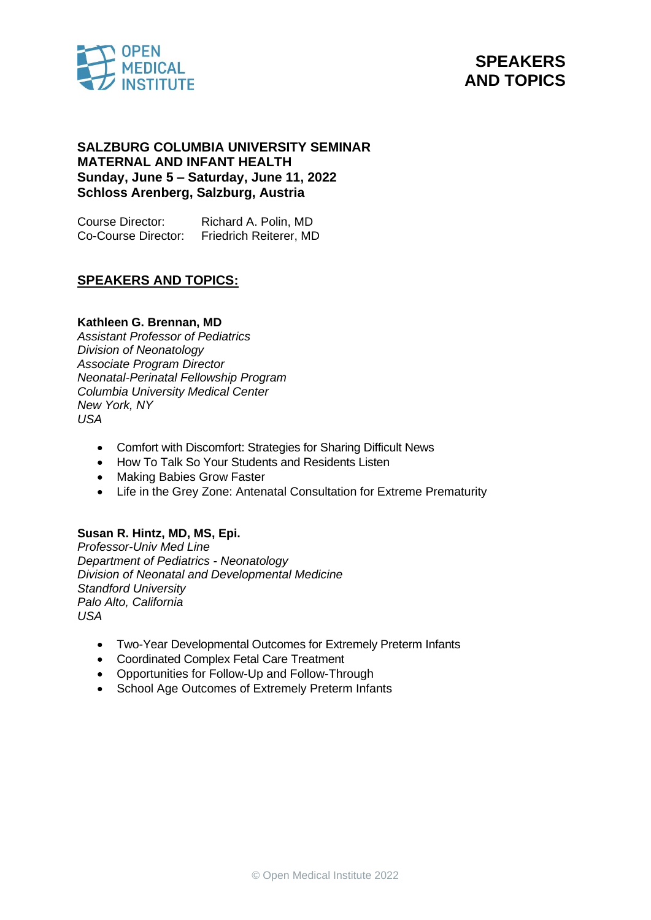# SPEAKERS AND TOPICS

**SALZBURG COLUMBIA UNIVERSITY SEMINAR**
**MATERNAL AND INFANT HEALTH**
**Sunday, June 5 – Saturday, June 11, 2022**
**Schloss Arenberg, Salzburg, Austria**

Course Director: Richard A. Polin, MD
Co-Course Director: Friedrich Reiterer, MD

## SPEAKERS AND TOPICS:

**Kathleen G. Brennan, MD**
*Assistant Professor of Pediatrics*
*Division of Neonatology*
*Associate Program Director*
*Neonatal-Perinatal Fellowship Program*
*Columbia University Medical Center*
*New York, NY*
*USA*

- Comfort with Discomfort: Strategies for Sharing Difficult News
- How To Talk So Your Students and Residents Listen
- Making Babies Grow Faster
- Life in the Grey Zone: Antenatal Consultation for Extreme Prematurity

**Susan R. Hintz, MD, MS, Epi.**
*Professor-Univ Med Line*
*Department of Pediatrics - Neonatology*
*Division of Neonatal and Developmental Medicine*
*Standford University*
*Palo Alto, California*
*USA*

- Two-Year Developmental Outcomes for Extremely Preterm Infants
- Coordinated Complex Fetal Care Treatment
- Opportunities for Follow-Up and Follow-Through
- School Age Outcomes of Extremely Preterm Infants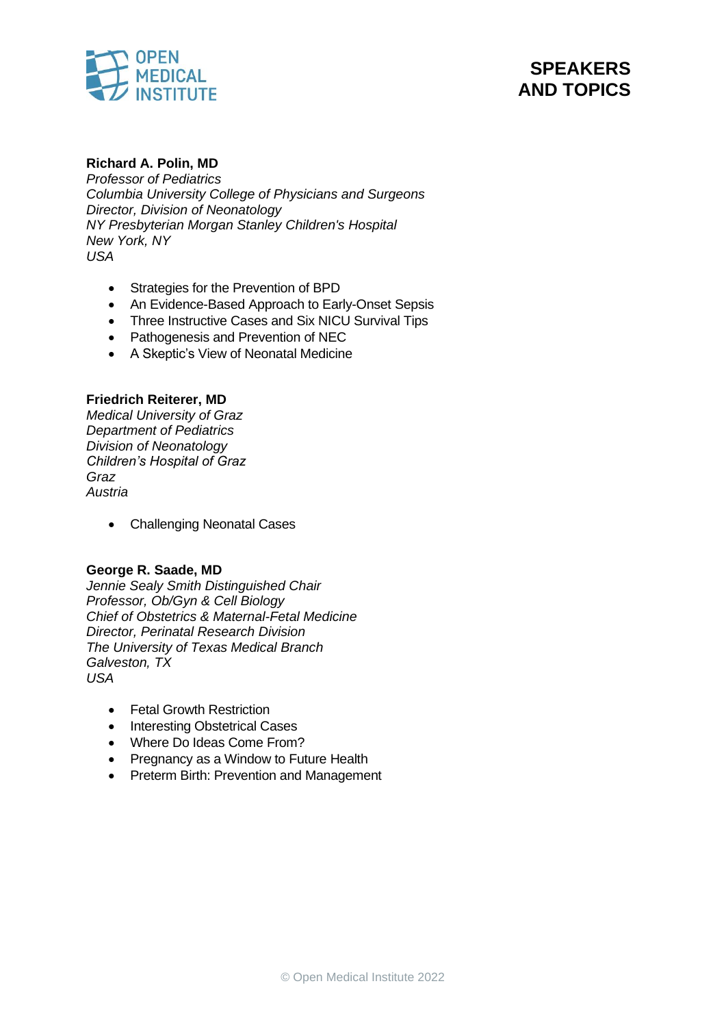# SPEAKERS AND TOPICS

**Richard A. Polin, MD**
*Professor of Pediatrics*
*Columbia University College of Physicians and Surgeons*
*Director, Division of Neonatology*
*NY Presbyterian Morgan Stanley Children's Hospital*
*New York, NY*
*USA*

- Strategies for the Prevention of BPD
- An Evidence-Based Approach to Early-Onset Sepsis
- Three Instructive Cases and Six NICU Survival Tips
- Pathogenesis and Prevention of NEC
- A Skeptic's View of Neonatal Medicine

**Friedrich Reiterer, MD**
*Medical University of Graz*
*Department of Pediatrics*
*Division of Neonatology*
*Children's Hospital of Graz*
*Graz*
*Austria*

- Challenging Neonatal Cases

**George R. Saade, MD**
*Jennie Sealy Smith Distinguished Chair*
*Professor, Ob/Gyn & Cell Biology*
*Chief of Obstetrics & Maternal-Fetal Medicine*
*Director, Perinatal Research Division*
*The University of Texas Medical Branch*
*Galveston, TX*
*USA*

- Fetal Growth Restriction
- Interesting Obstetrical Cases
- Where Do Ideas Come From?
- Pregnancy as a Window to Future Health
- Preterm Birth: Prevention and Management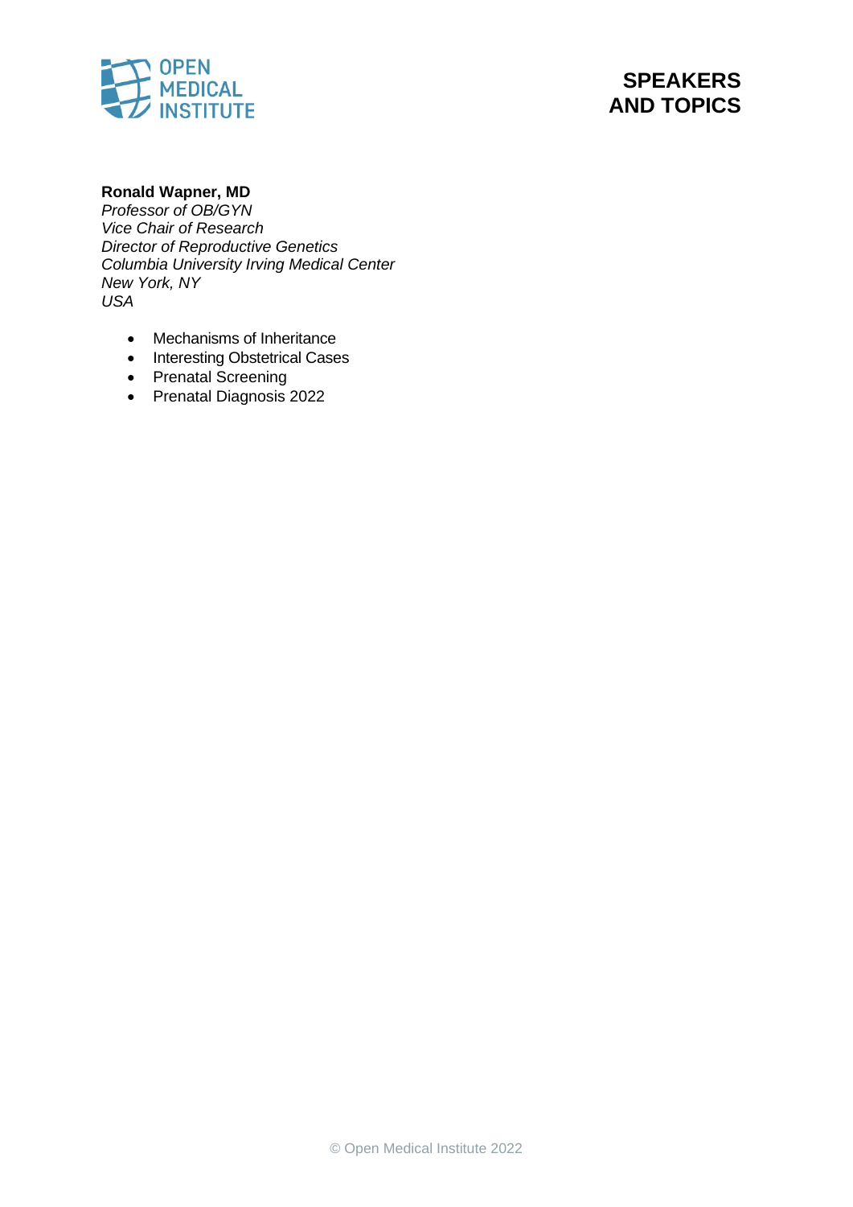# SPEAKERS AND TOPICS

**Ronald Wapner, MD**
*Professor of OB/GYN*
*Vice Chair of Research*
*Director of Reproductive Genetics*
*Columbia University Irving Medical Center*
*New York, NY*
*USA*

- Mechanisms of Inheritance
- Interesting Obstetrical Cases
- Prenatal Screening
- Prenatal Diagnosis 2022